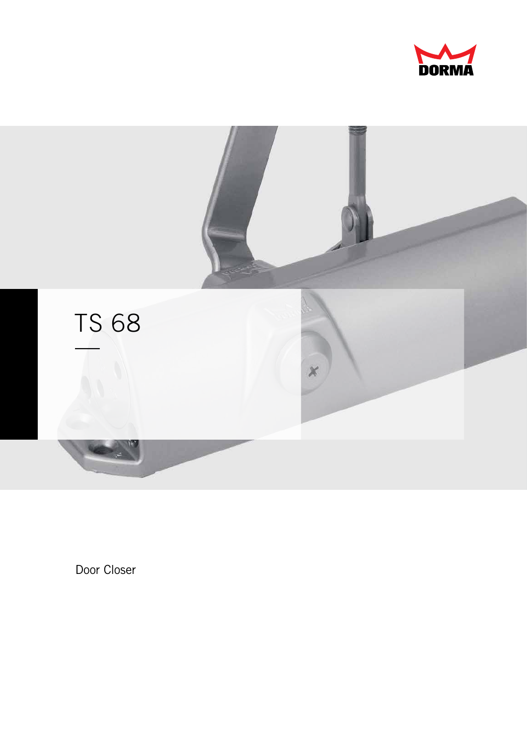DORMA

# TS 68

Door Closer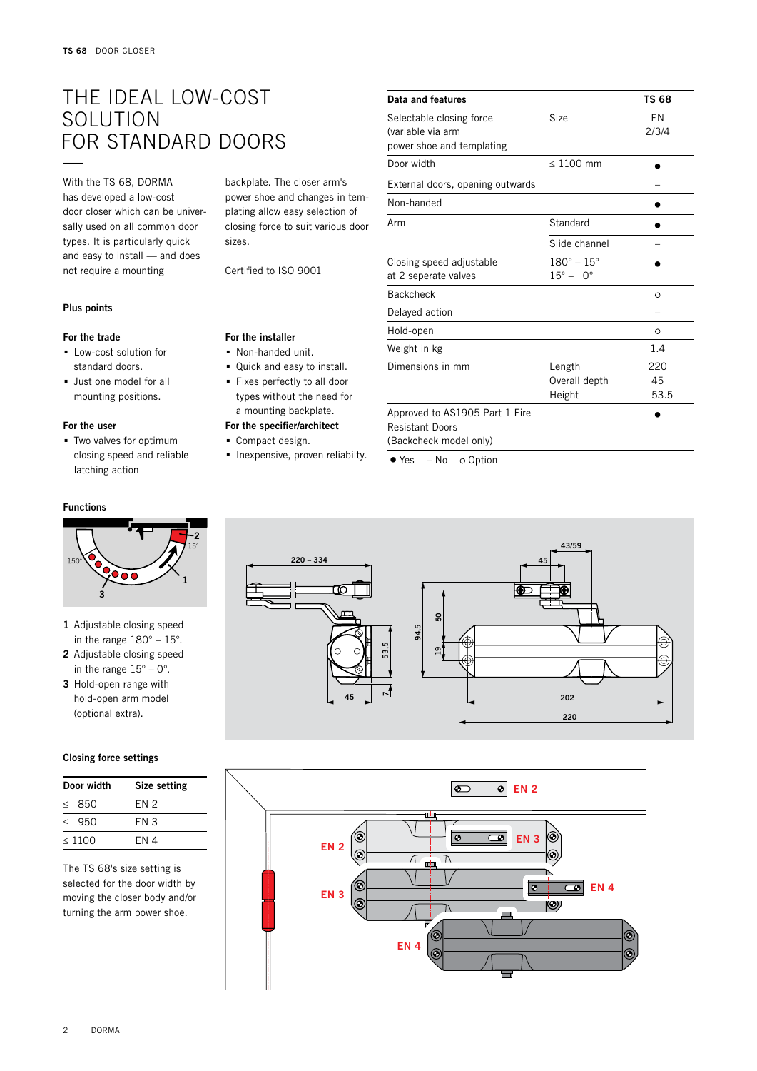# THE IDEAL LOW-COST SOLUTION FOR STANDARD DOORS

With the TS 68, DORMA has developed a low-cost door closer which can be universally used on all common door types. It is particularly quick and easy to install — and does not require a mounting backplate. The closer arm's power shoe and changes in templating allow easy selection of closing force to suit various door sizes.

Certified to ISO 9001

### Plus points

**For the trade**

- Low-cost solution for standard doors.
- Just one model for all mounting positions.

**For the user**

- Two valves for optimum closing speed and reliable latching action

**For the installer**

- Non-handed unit.
- Quick and easy to install.
- Fixes perfectly to all door types without the need for a mounting backplate.

**For the specifier/architect**

- Compact design.
- Inexpensive, proven reliabilty.

| Data and features | | TS 68 |
|---|---|---|
| Selectable closing force (variable via arm power shoe and templating | Size | EN 2/3/4 |
| Door width | ≤ 1100 mm | ● |
| External doors, opening outwards | | – |
| Non-handed | | ● |
| Arm | Standard | ● |
| | Slide channel | – |
| Closing speed adjustable at 2 seperate valves | 180° – 15° / 15° – 0° | ● |
| Backcheck | | ○ |
| Delayed action | | – |
| Hold-open | | ○ |
| Weight in kg | | 1.4 |
| Dimensions in mm | Length | 220 |
| | Overall depth | 45 |
| | Height | 53.5 |
| Approved to AS1905 Part 1 Fire Resistant Doors (Backcheck model only) | | ● |

● Yes – No ○ Option

### Functions

1 Adjustable closing speed in the range 180° – 15°.
2 Adjustable closing speed in the range 15° – 0°.
3 Hold-open range with hold-open arm model (optional extra).

### Closing force settings

| Door width | Size setting |
|---|---|
| ≤ 850 | EN 2 |
| ≤ 950 | EN 3 |
| ≤ 1100 | EN 4 |

The TS 68's size setting is selected by the door width by moving the closer body and/or turning the arm power shoe.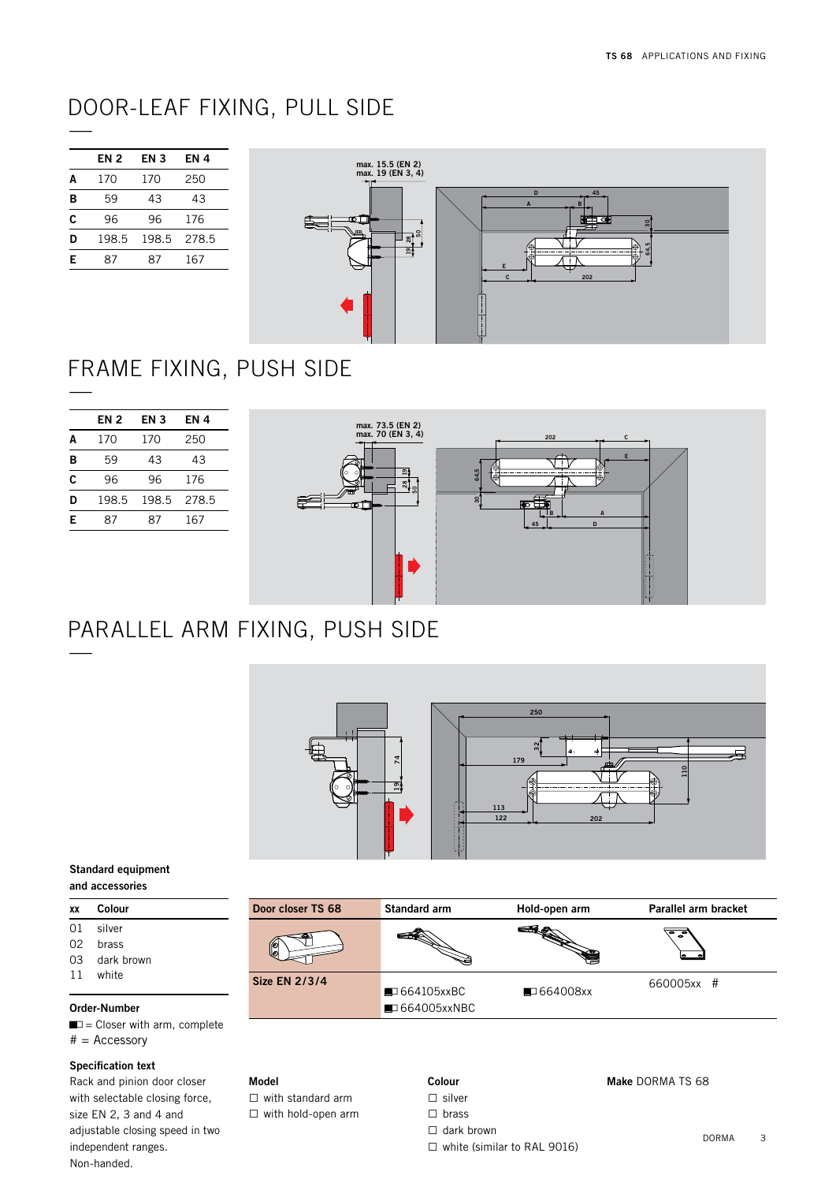## DOOR-LEAF FIXING, PULL SIDE

| | EN 2 | EN 3 | EN 4 |
|---|---|---|---|
| **A** | 170 | 170 | 250 |
| **B** | 59 | 43 | 43 |
| **C** | 96 | 96 | 176 |
| **D** | 198.5 | 198.5 | 278.5 |
| **E** | 87 | 87 | 167 |

## FRAME FIXING, PUSH SIDE

| | EN 2 | EN 3 | EN 4 |
|---|---|---|---|
| **A** | 170 | 170 | 250 |
| **B** | 59 | 43 | 43 |
| **C** | 96 | 96 | 176 |
| **D** | 198.5 | 198.5 | 278.5 |
| **E** | 87 | 87 | 167 |

## PARALLEL ARM FIXING, PUSH SIDE

**Standard equipment and accessories**

| xx | Colour |
|---|---|
| 01 | silver |
| 02 | brass |
| 03 | dark brown |
| 11 | white |

| Door closer TS 68 | Standard arm | Hold-open arm | Parallel arm bracket |
|---|---|---|---|
| Size EN 2/3/4 | ■□ 664105xxBC<br>■□ 664005xxNBC | ■□ 664008xx | 660005xx # |

**Order-Number**

■□ = Closer with arm, complete
# = Accessory

**Specification text**

Rack and pinion door closer with selectable closing force, size EN 2, 3 and 4 and adjustable closing speed in two independent ranges.
Non-handed.

**Model**
- ☐ with standard arm
- ☐ with hold-open arm

**Colour**
- ☐ silver
- ☐ brass
- ☐ dark brown
- ☐ white (similar to RAL 9016)

**Make** DORMA TS 68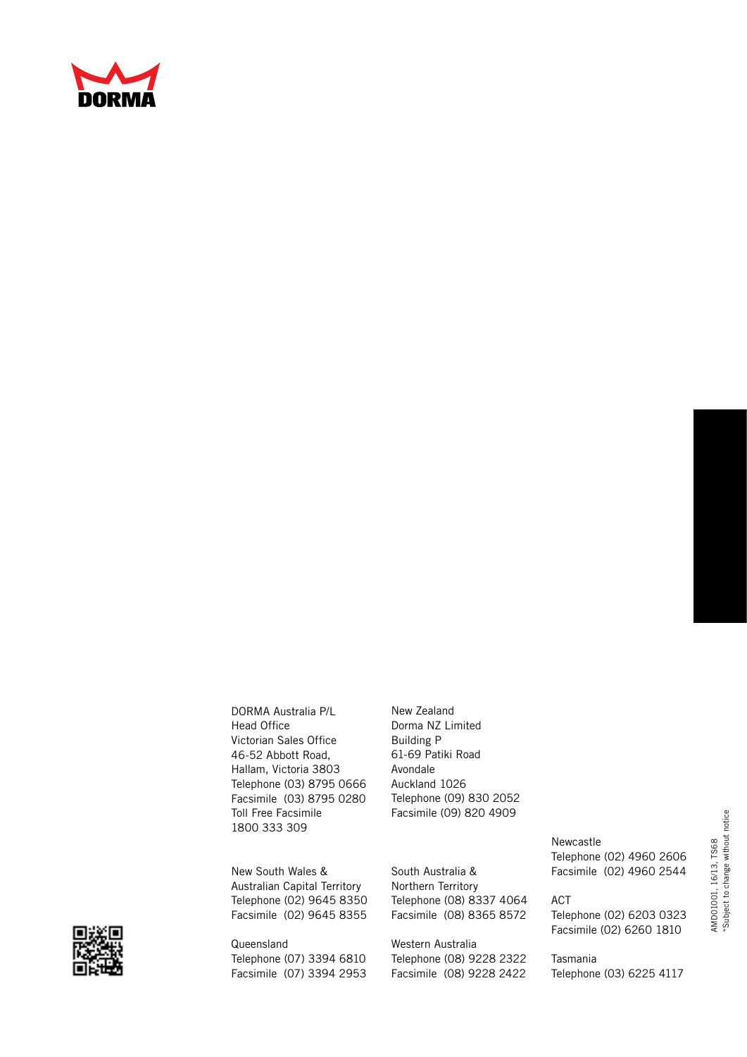DORMA

DORMA Australia P/L
Head Office
Victorian Sales Office
46-52 Abbott Road,
Hallam, Victoria 3803
Telephone (03) 8795 0666
Facsimile (03) 8795 0280
Toll Free Facsimile
1800 333 309

New South Wales &
Australian Capital Territory
Telephone (02) 9645 8350
Facsimile (02) 9645 8355

Queensland
Telephone (07) 3394 6810
Facsimile (07) 3394 2953

New Zealand
Dorma NZ Limited
Building P
61-69 Patiki Road
Avondale
Auckland 1026
Telephone (09) 830 2052
Facsimile (09) 820 4909

South Australia &
Northern Territory
Telephone (08) 8337 4064
Facsimile (08) 8365 8572

Western Australia
Telephone (08) 9228 2322
Facsimile (08) 9228 2422

Newcastle
Telephone (02) 4960 2606
Facsimile (02) 4960 2544

ACT
Telephone (02) 6203 0323
Facsimile (02) 6260 1810

Tasmania
Telephone (03) 6225 4117

AMD01001, 16/13, TS68
*Subject to change without notice